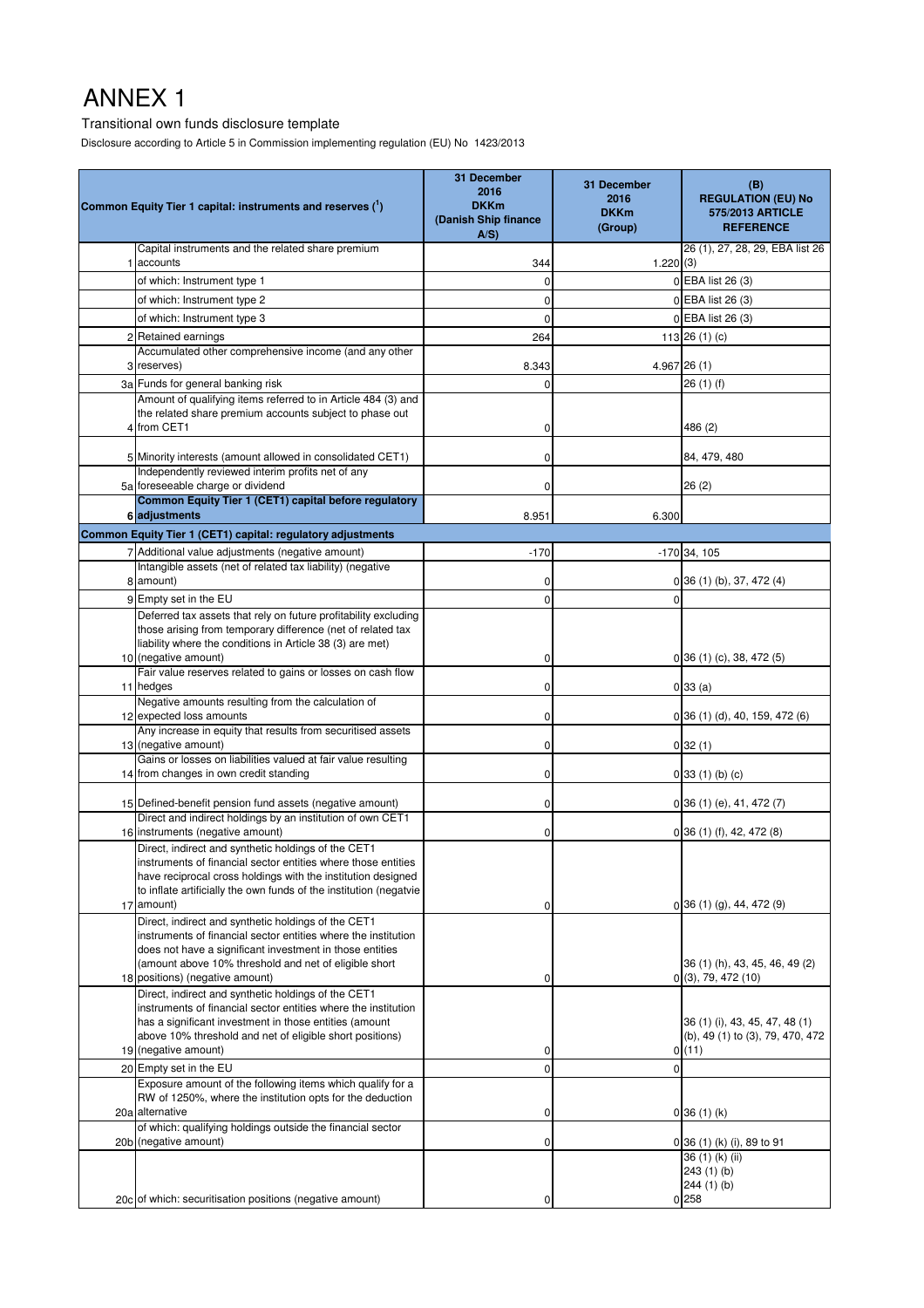# ANNEX 1

Transitional own funds disclosure template

Disclosure according to Article 5 in Commission implementing regulation (EU) No 1423/2013

| | Common Equity Tier 1 capital: instruments and reserves ([1]) | 31 December 2016 DKKm (Danish Ship finance A/S) | 31 December 2016 DKKm (Group) | (B) REGULATION (EU) No 575/2013 ARTICLE REFERENCE |
|---|---|---|---|---|
| 1 | Capital instruments and the related share premium accounts | 344 | 1.220 | 26 (1), 27, 28, 29, EBA list 26 (3) |
| | of which: Instrument type 1 | 0 | 0 | EBA list 26 (3) |
| | of which: Instrument type 2 | 0 | 0 | EBA list 26 (3) |
| | of which: Instrument type 3 | 0 | 0 | EBA list 26 (3) |
| 2 | Retained earnings | 264 | 113 | 26 (1) (c) |
| 3 | Accumulated other comprehensive income (and any other reserves) | 8.343 | 4.967 | 26 (1) |
| 3a | Funds for general banking risk | 0 | | 26 (1) (f) |
| 4 | Amount of qualifying items referred to in Article 484 (3) and the related share premium accounts subject to phase out from CET1 | 0 | | 486 (2) |
| 5 | Minority interests (amount allowed in consolidated CET1) | 0 | | 84, 479, 480 |
| 5a | Independently reviewed interim profits net of any foreseeable charge or dividend | 0 | | 26 (2) |
| 6 | **Common Equity Tier 1 (CET1) capital before regulatory adjustments** | 8.951 | 6.300 | |
| | **Common Equity Tier 1 (CET1) capital: regulatory adjustments** | | | |
| 7 | Additional value adjustments (negative amount) | -170 | -170 | 34, 105 |
| 8 | Intangible assets (net of related tax liability) (negative amount) | 0 | 0 | 36 (1) (b), 37, 472 (4) |
| 9 | Empty set in the EU | 0 | 0 | |
| 10 | Deferred tax assets that rely on future profitability excluding those arising from temporary difference (net of related tax liability where the conditions in Article 38 (3) are met) (negative amount) | 0 | 0 | 36 (1) (c), 38, 472 (5) |
| 11 | Fair value reserves related to gains or losses on cash flow hedges | 0 | 0 | 33 (a) |
| 12 | Negative amounts resulting from the calculation of expected loss amounts | 0 | 0 | 36 (1) (d), 40, 159, 472 (6) |
| 13 | Any increase in equity that results from securitised assets (negative amount) | 0 | 0 | 32 (1) |
| 14 | Gains or losses on liabilities valued at fair value resulting from changes in own credit standing | 0 | 0 | 33 (1) (b) (c) |
| 15 | Defined-benefit pension fund assets (negative amount) | 0 | 0 | 36 (1) (e), 41, 472 (7) |
| 16 | Direct and indirect holdings by an institution of own CET1 instruments (negative amount) | 0 | 0 | 36 (1) (f), 42, 472 (8) |
| 17 | Direct, indirect and synthetic holdings of the CET1 instruments of financial sector entities where those entities have reciprocal cross holdings with the institution designed to inflate artificially the own funds of the institution (negatvie amount) | 0 | 0 | 36 (1) (g), 44, 472 (9) |
| 18 | Direct, indirect and synthetic holdings of the CET1 instruments of financial sector entities where the institution does not have a significant investment in those entities (amount above 10% threshold and net of eligible short positions) (negative amount) | 0 | 0 | 36 (1) (h), 43, 45, 46, 49 (2) (3), 79, 472 (10) |
| 19 | Direct, indirect and synthetic holdings of the CET1 instruments of financial sector entities where the institution has a significant investment in those entities (amount above 10% threshold and net of eligible short positions) (negative amount) | 0 | 0 | 36 (1) (i), 43, 45, 47, 48 (1) (b), 49 (1) to (3), 79, 470, 472 (11) |
| 20 | Empty set in the EU | 0 | 0 | |
| 20a | Exposure amount of the following items which qualify for a RW of 1250%, where the institution opts for the deduction alternative | 0 | 0 | 36 (1) (k) |
| 20b | of which: qualifying holdings outside the financial sector (negative amount) | 0 | 0 | 36 (1) (k) (i), 89 to 91 |
| 20c | of which: securitisation positions (negative amount) | 0 | 0 | 36 (1) (k) (ii) 243 (1) (b) 244 (1) (b) 258 |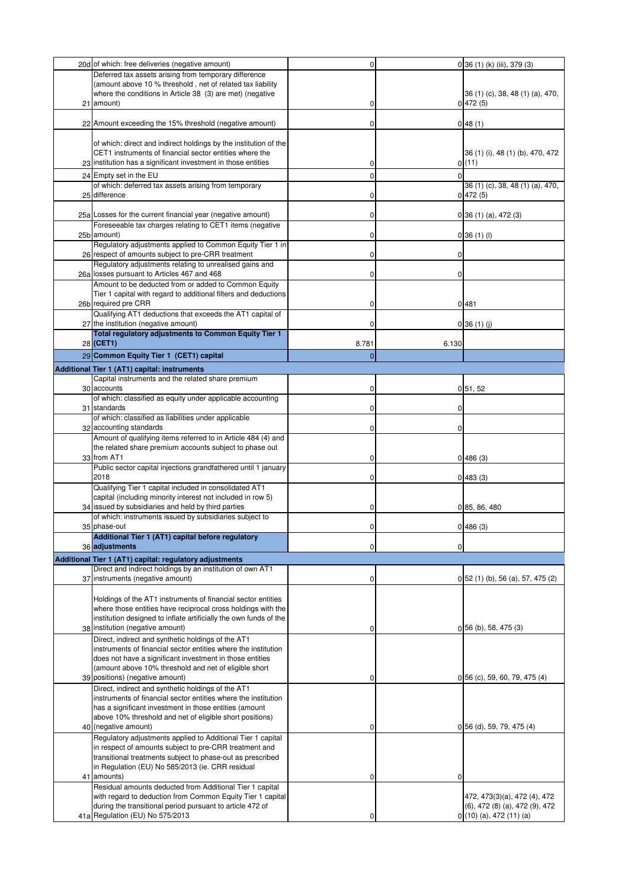| | | | | |
|---|---|---|---|---|
| 20d | of which: free deliveries (negative amount) | 0 | 0 | 36 (1) (k) (iii), 379 (3) |
| 21 | Deferred tax assets arising from temporary difference (amount above 10 % threshold , net of related tax liability where the conditions in Article 38 (3) are met) (negative amount) | 0 | 0 | 36 (1) (c), 38, 48 (1) (a), 470, 472 (5) |
| 22 | Amount exceeding the 15% threshold (negative amount) | 0 | 0 | 48 (1) |
| 23 | of which: direct and indirect holdings by the institution of the CET1 instruments of financial sector entities where the institution has a significant investment in those entities | 0 | 0 | 36 (1) (i), 48 (1) (b), 470, 472 (11) |
| 24 | Empty set in the EU | 0 | 0 | |
| 25 | of which: deferred tax assets arising from temporary difference | 0 | 0 | 36 (1) (c), 38, 48 (1) (a), 470, 472 (5) |
| 25a | Losses for the current financial year (negative amount) | 0 | 0 | 36 (1) (a), 472 (3) |
| 25b | Foreseeable tax charges relating to CET1 items (negative amount) | 0 | 0 | 36 (1) (l) |
| 26 | Regulatory adjustments applied to Common Equity Tier 1 in respect of amounts subject to pre-CRR treatment | 0 | 0 | |
| 26a | Regulatory adjustments relating to unrealised gains and losses pursuant to Articles 467 and 468 | 0 | 0 | |
| 26b | Amount to be deducted from or added to Common Equity Tier 1 capital with regard to additional filters and deductions required pre CRR | 0 | 0 | 481 |
| 27 | Qualifying AT1 deductions that exceeds the AT1 capital of the institution (negative amount) | 0 | 0 | 36 (1) (j) |
| 28 | **Total regulatory adjustments to Common Equity Tier 1 (CET1)** | 8.781 | 6.130 | |
| 29 | **Common Equity Tier 1 (CET1) capital** | 0 | | |
| **Additional Tier 1 (AT1) capital: instruments** | | | | |
| 30 | Capital instruments and the related share premium accounts | 0 | 0 | 51, 52 |
| 31 | of which: classified as equity under applicable accounting standards | 0 | 0 | |
| 32 | of which: classified as liabilities under applicable accounting standards | 0 | 0 | |
| 33 | Amount of qualifying items referred to in Article 484 (4) and the related share premium accounts subject to phase out from AT1 | 0 | 0 | 486 (3) |
| | Public sector capital injections grandfathered until 1 january 2018 | 0 | 0 | 483 (3) |
| 34 | Qualifying Tier 1 capital included in consolidated AT1 capital (including minority interest not included in row 5) issued by subsidiaries and held by third parties | 0 | 0 | 85, 86, 480 |
| 35 | of which: instruments issued by subsidiaries subject to phase-out | 0 | 0 | 486 (3) |
| 36 | **Additional Tier 1 (AT1) capital before regulatory adjustments** | 0 | 0 | |
| **Additional Tier 1 (AT1) capital: regulatory adjustments** | | | | |
| 37 | Direct and indirect holdings by an institution of own AT1 instruments (negative amount) | 0 | 0 | 52 (1) (b), 56 (a), 57, 475 (2) |
| 38 | Holdings of the AT1 instruments of financial sector entities where those entities have reciprocal cross holdings with the institution designed to inflate artificially the own funds of the institution (negative amount) | 0 | 0 | 56 (b), 58, 475 (3) |
| 39 | Direct, indirect and synthetic holdings of the AT1 instruments of financial sector entities where the institution does not have a significant investment in those entities (amount above 10% threshold and net of eligible short positions) (negative amount) | 0 | 0 | 56 (c), 59, 60, 79, 475 (4) |
| 40 | Direct, indirect and synthetic holdings of the AT1 instruments of financial sector entities where the institution has a significant investment in those entities (amount above 10% threshold and net of eligible short positions) (negative amount) | 0 | 0 | 56 (d), 59, 79, 475 (4) |
| 41 | Regulatory adjustments applied to Additional Tier 1 capital in respect of amounts subject to pre-CRR treatment and transitional treatments subject to phase-out as prescribed in Regulation (EU) No 585/2013 (ie. CRR residual amounts) | 0 | 0 | |
| 41a | Residual amounts deducted from Additional Tier 1 capital with regard to deduction from Common Equity Tier 1 capital during the transitional period pursuant to article 472 of Regulation (EU) No 575/2013 | 0 | 0 | 472, 473(3)(a), 472 (4), 472 (6), 472 (8) (a), 472 (9), 472 (10) (a), 472 (11) (a) |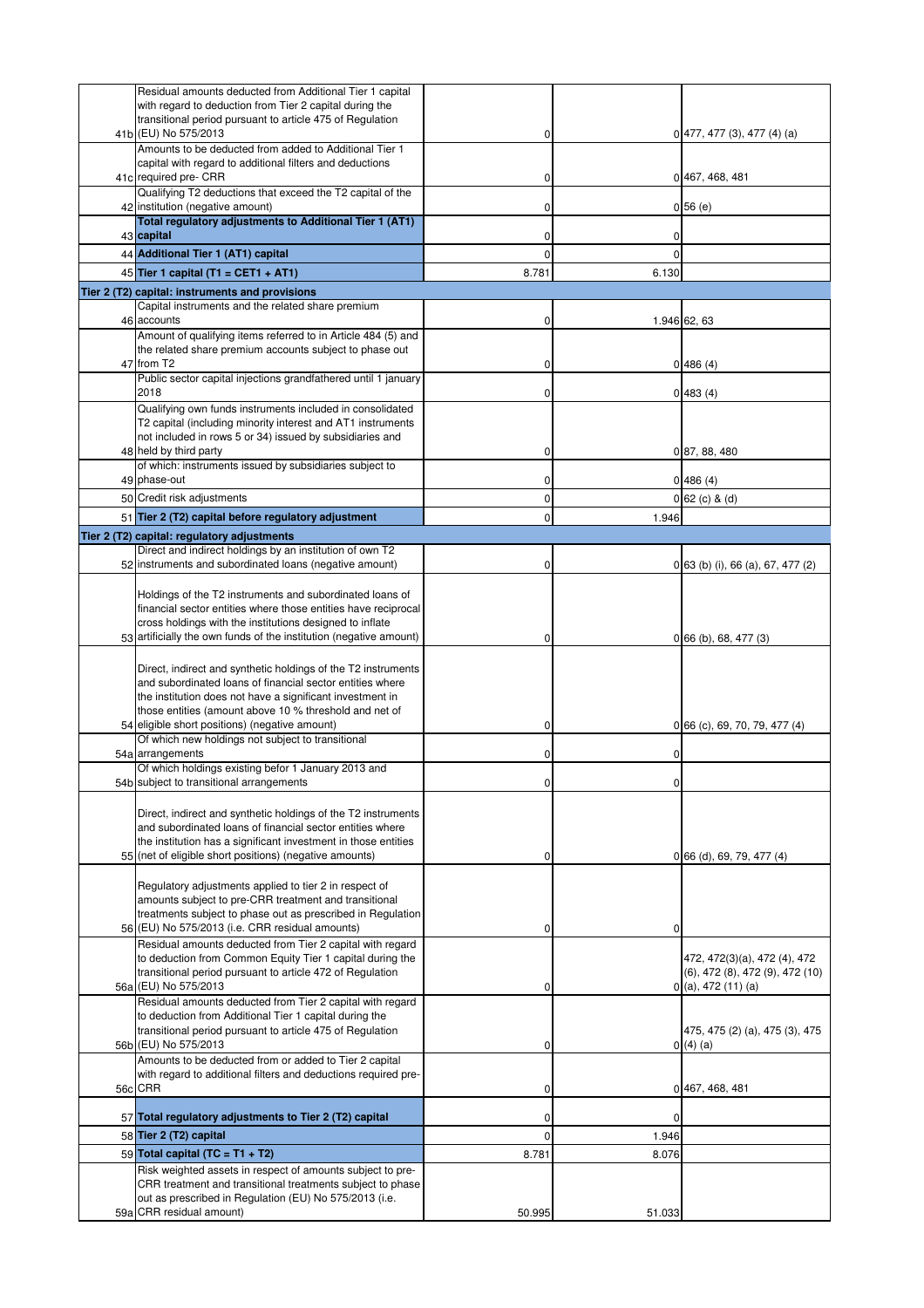| | | | | |
|---|---|---|---|---|
| 41b | Residual amounts deducted from Additional Tier 1 capital with regard to deduction from Tier 2 capital during the transitional period pursuant to article 475 of Regulation (EU) No 575/2013 | 0 | 0 | 477, 477 (3), 477 (4) (a) |
| 41c | Amounts to be deducted from added to Additional Tier 1 capital with regard to additional filters and deductions required pre- CRR | 0 | 0 | 467, 468, 481 |
| 42 | Qualifying T2 deductions that exceed the T2 capital of the institution (negative amount) | 0 | 0 | 56 (e) |
| 43 | **Total regulatory adjustments to Additional Tier 1 (AT1) capital** | 0 | 0 | |
| 44 | **Additional Tier 1 (AT1) capital** | 0 | 0 | |
| 45 | **Tier 1 capital (T1 = CET1 + AT1)** | 8.781 | 6.130 | |
| **Tier 2 (T2) capital: instruments and provisions** | | | | |
| 46 | Capital instruments and the related share premium accounts | 0 | 1.946 | 62, 63 |
| 47 | Amount of qualifying items referred to in Article 484 (5) and the related share premium accounts subject to phase out from T2 | 0 | 0 | 486 (4) |
| | Public sector capital injections grandfathered until 1 january 2018 | 0 | 0 | 483 (4) |
| 48 | Qualifying own funds instruments included in consolidated T2 capital (including minority interest and AT1 instruments not included in rows 5 or 34) issued by subsidiaries and held by third party | 0 | 0 | 87, 88, 480 |
| 49 | of which: instruments issued by subsidiaries subject to phase-out | 0 | 0 | 486 (4) |
| 50 | Credit risk adjustments | 0 | 0 | 62 (c) & (d) |
| 51 | **Tier 2 (T2) capital before regulatory adjustment** | 0 | 1.946 | |
| **Tier 2 (T2) capital: regulatory adjustments** | | | | |
| 52 | Direct and indirect holdings by an institution of own T2 instruments and subordinated loans (negative amount) | 0 | 0 | 63 (b) (i), 66 (a), 67, 477 (2) |
| 53 | Holdings of the T2 instruments and subordinated loans of financial sector entities where those entities have reciprocal cross holdings with the institutions designed to inflate artificially the own funds of the institution (negative amount) | 0 | 0 | 66 (b), 68, 477 (3) |
| 54 | Direct, indirect and synthetic holdings of the T2 instruments and subordinated loans of financial sector entities where the institution does not have a significant investment in those entities (amount above 10 % threshold and net of eligible short positions) (negative amount) | 0 | 0 | 66 (c), 69, 70, 79, 477 (4) |
| 54a | Of which new holdings not subject to transitional arrangements | 0 | 0 | |
| 54b | Of which holdings existing befor 1 January 2013 and subject to transitional arrangements | 0 | 0 | |
| 55 | Direct, indirect and synthetic holdings of the T2 instruments and subordinated loans of financial sector entities where the institution has a significant investment in those entities (net of eligible short positions) (negative amounts) | 0 | 0 | 66 (d), 69, 79, 477 (4) |
| 56 | Regulatory adjustments applied to tier 2 in respect of amounts subject to pre-CRR treatment and transitional treatments subject to phase out as prescribed in Regulation (EU) No 575/2013 (i.e. CRR residual amounts) | 0 | 0 | |
| 56a | Residual amounts deducted from Tier 2 capital with regard to deduction from Common Equity Tier 1 capital during the transitional period pursuant to article 472 of Regulation (EU) No 575/2013 | 0 | 0 | 472, 472(3)(a), 472 (4), 472 (6), 472 (8), 472 (9), 472 (10) (a), 472 (11) (a) |
| 56b | Residual amounts deducted from Tier 2 capital with regard to deduction from Additional Tier 1 capital during the transitional period pursuant to article 475 of Regulation (EU) No 575/2013 | 0 | 0 | 475, 475 (2) (a), 475 (3), 475 (4) (a) |
| 56c | Amounts to be deducted from or added to Tier 2 capital with regard to additional filters and deductions required pre-CRR | 0 | 0 | 467, 468, 481 |
| 57 | **Total regulatory adjustments to Tier 2 (T2) capital** | 0 | 0 | |
| 58 | **Tier 2 (T2) capital** | 0 | 1.946 | |
| 59 | **Total capital (TC = T1 + T2)** | 8.781 | 8.076 | |
| 59a | Risk weighted assets in respect of amounts subject to pre-CRR treatment and transitional treatments subject to phase out as prescribed in Regulation (EU) No 575/2013 (i.e. CRR residual amount) | 50.995 | 51.033 | |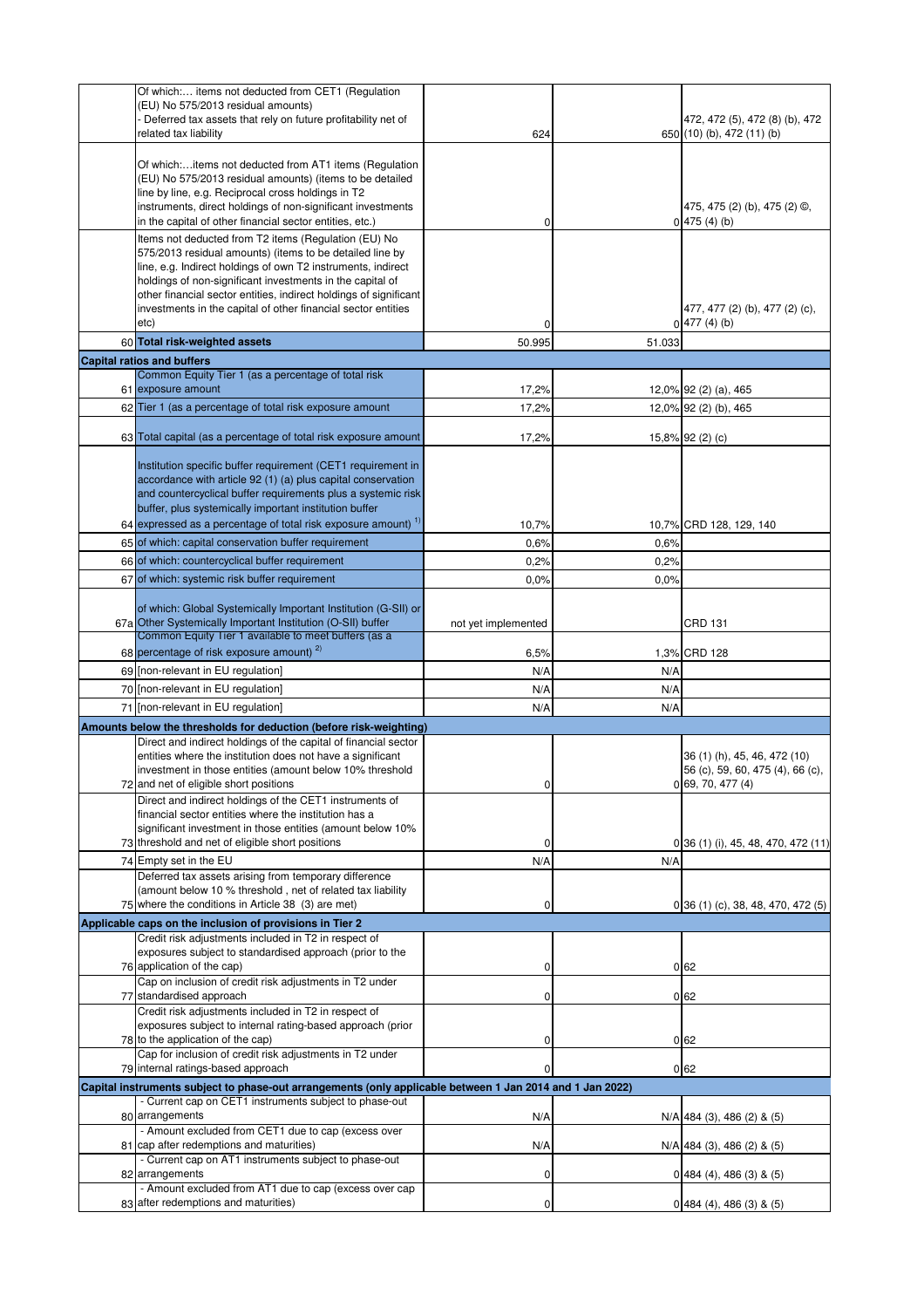| | | | | |
|---|---|---|---|---|
| | Of which:… items not deducted from CET1 (Regulation (EU) No 575/2013 residual amounts)<br>- Deferred tax assets that rely on future profitability net of related tax liability | 624 | 650 | 472, 472 (5), 472 (8) (b), 472 (10) (b), 472 (11) (b) |
| | Of which:…items not deducted from AT1 items (Regulation (EU) No 575/2013 residual amounts) (items to be detailed line by line, e.g. Reciprocal cross holdings in T2 instruments, direct holdings of non-significant investments in the capital of other financial sector entities, etc.) | 0 | 0 | 475, 475 (2) (b), 475 (2) ©, 475 (4) (b) |
| | Items not deducted from T2 items (Regulation (EU) No 575/2013 residual amounts) (items to be detailed line by line, e.g. Indirect holdings of own T2 instruments, indirect holdings of non-significant investments in the capital of other financial sector entities, indirect holdings of significant investments in the capital of other financial sector entities etc) | 0 | 0 | 477, 477 (2) (b), 477 (2) (c), 477 (4) (b) |
| 60 | **Total risk-weighted assets** | 50.995 | 51.033 | |
| **Capital ratios and buffers** | | | | |
| 61 | Common Equity Tier 1 (as a percentage of total risk exposure amount | 17,2% | 12,0% | 92 (2) (a), 465 |
| 62 | Tier 1 (as a percentage of total risk exposure amount | 17,2% | 12,0% | 92 (2) (b), 465 |
| 63 | Total capital (as a percentage of total risk exposure amount | 17,2% | 15,8% | 92 (2) (c) |
| 64 | Institution specific buffer requirement (CET1 requirement in accordance with article 92 (1) (a) plus capital conservation and countercyclical buffer requirements plus a systemic risk buffer, plus systemically important institution buffer expressed as a percentage of total risk exposure amount) [1] | 10,7% | 10,7% | CRD 128, 129, 140 |
| 65 | of which: capital conservation buffer requirement | 0,6% | 0,6% | |
| 66 | of which: countercyclical buffer requirement | 0,2% | 0,2% | |
| 67 | of which: systemic risk buffer requirement | 0,0% | 0,0% | |
| 67a | of which: Global Systemically Important Institution (G-SII) or Other Systemically Important Institution (O-SII) buffer | not yet implemented | | CRD 131 |
| 68 | Common Equity Tier 1 available to meet buffers (as a percentage of risk exposure amount) [2] | 6,5% | 1,3% | CRD 128 |
| 69 | [non-relevant in EU regulation] | N/A | N/A | |
| 70 | [non-relevant in EU regulation] | N/A | N/A | |
| 71 | [non-relevant in EU regulation] | N/A | N/A | |
| **Amounts below the thresholds for deduction (before risk-weighting)** | | | | |
| 72 | Direct and indirect holdings of the capital of financial sector entities where the institution does not have a significant investment in those entities (amount below 10% threshold and net of eligible short positions | 0 | 0 | 36 (1) (h), 45, 46, 472 (10) 56 (c), 59, 60, 475 (4), 66 (c), 69, 70, 477 (4) |
| 73 | Direct and indirect holdings of the CET1 instruments of financial sector entities where the institution has a significant investment in those entities (amount below 10% threshold and net of eligible short positions | 0 | 0 | 36 (1) (i), 45, 48, 470, 472 (11) |
| 74 | Empty set in the EU | N/A | N/A | |
| 75 | Deferred tax assets arising from temporary difference (amount below 10 % threshold , net of related tax liability where the conditions in Article 38 (3) are met) | 0 | 0 | 36 (1) (c), 38, 48, 470, 472 (5) |
| **Applicable caps on the inclusion of provisions in Tier 2** | | | | |
| 76 | Credit risk adjustments included in T2 in respect of exposures subject to standardised approach (prior to the application of the cap) | 0 | 0 | 62 |
| 77 | Cap on inclusion of credit risk adjustments in T2 under standardised approach | 0 | 0 | 62 |
| 78 | Credit risk adjustments included in T2 in respect of exposures subject to internal rating-based approach (prior to the application of the cap) | 0 | 0 | 62 |
| 79 | Cap for inclusion of credit risk adjustments in T2 under internal ratings-based approach | 0 | 0 | 62 |
| **Capital instruments subject to phase-out arrangements (only applicable between 1 Jan 2014 and 1 Jan 2022)** | | | | |
| 80 | - Current cap on CET1 instruments subject to phase-out arrangements | N/A | N/A | 484 (3), 486 (2) & (5) |
| 81 | - Amount excluded from CET1 due to cap (excess over cap after redemptions and maturities) | N/A | N/A | 484 (3), 486 (2) & (5) |
| 82 | - Current cap on AT1 instruments subject to phase-out arrangements | 0 | 0 | 484 (4), 486 (3) & (5) |
| 83 | - Amount excluded from AT1 due to cap (excess over cap after redemptions and maturities) | 0 | 0 | 484 (4), 486 (3) & (5) |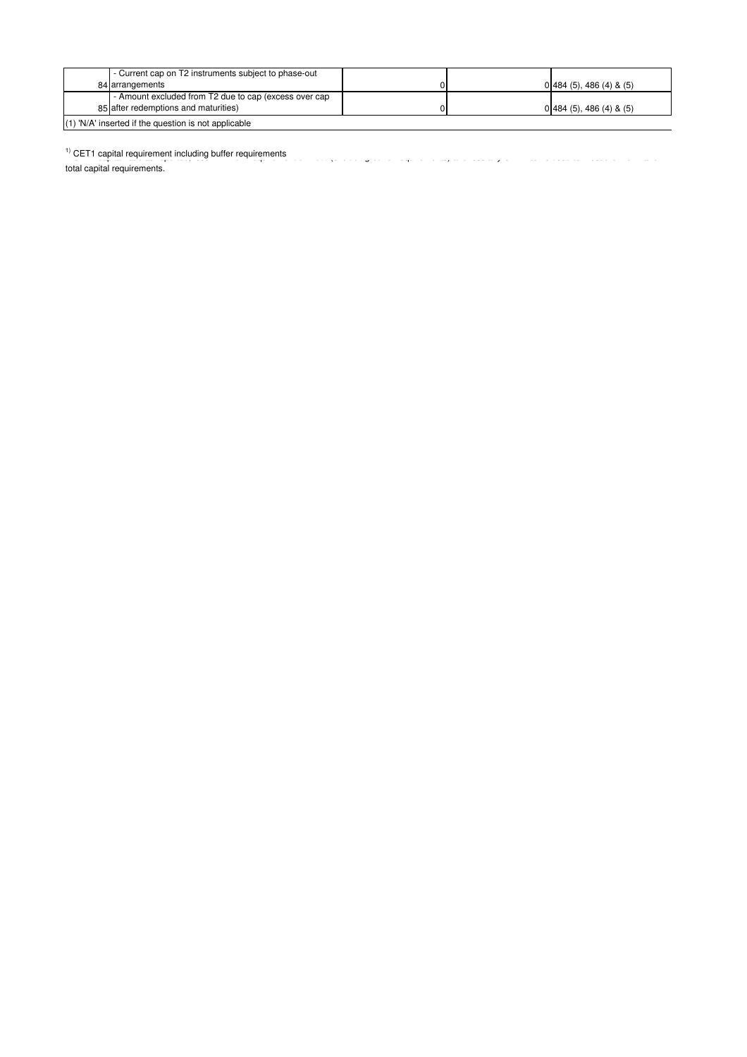| | | | | |
|---|---|---|---|---|
| 84 | - Current cap on T2 instruments subject to phase-out arrangements | 0 | 0 | 484 (5), 486 (4) & (5) |
| 85 | - Amount excluded from T2 due to cap (excess over cap after redemptions and maturities) | 0 | 0 | 484 (5), 486 (4) & (5) |

(1) 'N/A' inserted if the question is not applicable

[1] CET1 capital requirement including buffer requirements
total capital requirements.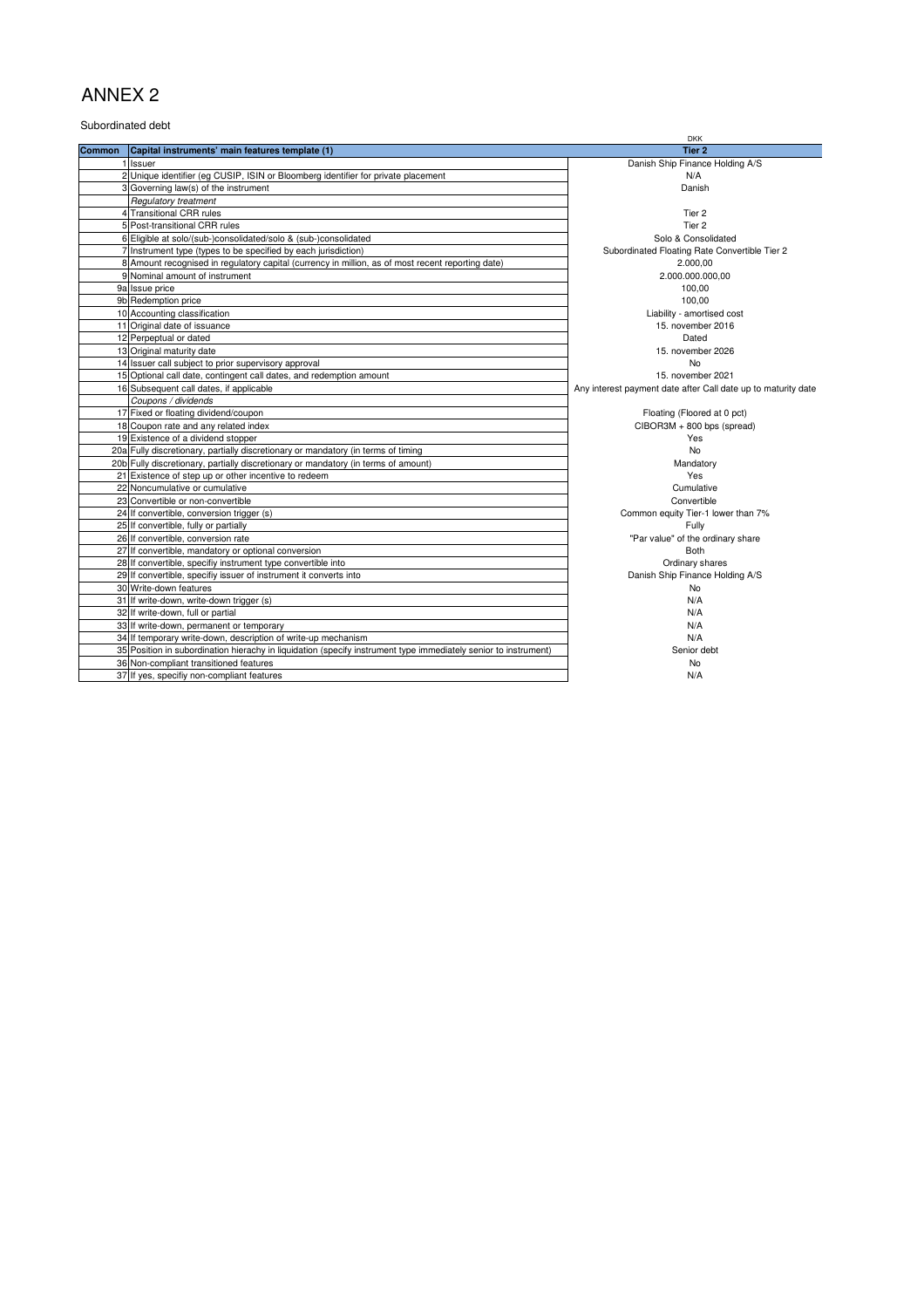# ANNEX 2

Subordinated debt

| Common | Capital instruments' main features template (1) | DKK<br>Tier 2 |
|---|---|---|
| 1 | Issuer | Danish Ship Finance Holding A/S |
| 2 | Unique identifier (eg CUSIP, ISIN or Bloomberg identifier for private placement | N/A |
| 3 | Governing law(s) of the instrument | Danish |
| | *Regulatory treatment* | |
| 4 | Transitional CRR rules | Tier 2 |
| 5 | Post-transitional CRR rules | Tier 2 |
| 6 | Eligible at solo/(sub-)consolidated/solo & (sub-)consolidated | Solo & Consolidated |
| 7 | Instrument type (types to be specified by each jurisdiction) | Subordinated Floating Rate Convertible Tier 2 |
| 8 | Amount recognised in regulatory capital (currency in million, as of most recent reporting date) | 2.000,00 |
| 9 | Nominal amount of instrument | 2.000.000.000,00 |
| 9a | Issue price | 100,00 |
| 9b | Redemption price | 100,00 |
| 10 | Accounting classification | Liability - amortised cost |
| 11 | Original date of issuance | 15. november 2016 |
| 12 | Perpeptual or dated | Dated |
| 13 | Original maturity date | 15. november 2026 |
| 14 | Issuer call subject to prior supervisory approval | No |
| 15 | Optional call date, contingent call dates, and redemption amount | 15. november 2021 |
| 16 | Subsequent call dates, if applicable | Any interest payment date after Call date up to maturity date |
| | *Coupons / dividends* | |
| 17 | Fixed or floating dividend/coupon | Floating (Floored at 0 pct) |
| 18 | Coupon rate and any related index | CIBOR3M + 800 bps (spread) |
| 19 | Existence of a dividend stopper | Yes |
| 20a | Fully discretionary, partially discretionary or mandatory (in terms of timing | No |
| 20b | Fully discretionary, partially discretionary or mandatory (in terms of amount) | Mandatory |
| 21 | Existence of step up or other incentive to redeem | Yes |
| 22 | Noncumulative or cumulative | Cumulative |
| 23 | Convertible or non-convertible | Convertible |
| 24 | If convertible, conversion trigger (s) | Common equity Tier-1 lower than 7% |
| 25 | If convertible, fully or partially | Fully |
| 26 | If convertible, conversion rate | "Par value" of the ordinary share |
| 27 | If convertible, mandatory or optional conversion | Both |
| 28 | If convertible, specifiy instrument type convertible into | Ordinary shares |
| 29 | If convertible, specifiy issuer of instrument it converts into | Danish Ship Finance Holding A/S |
| 30 | Write-down features | No |
| 31 | If write-down, write-down trigger (s) | N/A |
| 32 | If write-down, full or partial | N/A |
| 33 | If write-down, permanent or temporary | N/A |
| 34 | If temporary write-down, description of write-up mechanism | N/A |
| 35 | Position in subordination hierachy in liquidation (specify instrument type immediately senior to instrument) | Senior debt |
| 36 | Non-compliant transitioned features | No |
| 37 | If yes, specifiy non-compliant features | N/A |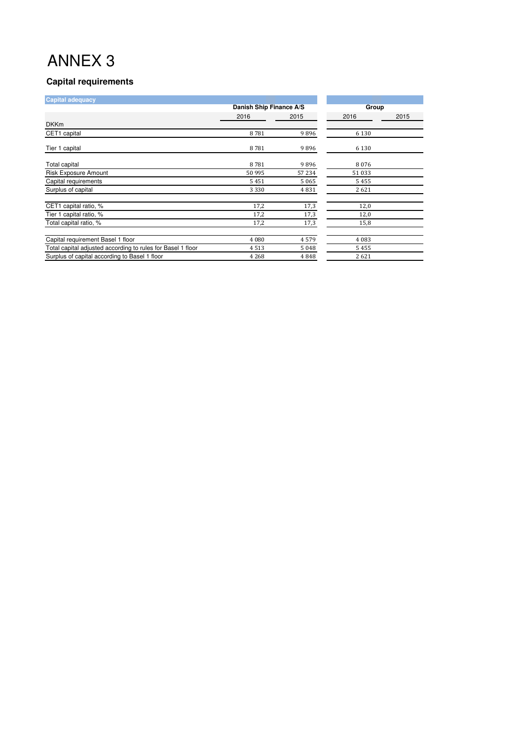# ANNEX 3

## Capital requirements

| Capital adequacy | Danish Ship Finance A/S | | Group | |
|---|---|---|---|---|
| | 2016 | 2015 | 2016 | 2015 |
| DKKm | | | | |
| CET1 capital | 8 781 | 9 896 | 6 130 | |
| Tier 1 capital | 8 781 | 9 896 | 6 130 | |
| Total capital | 8 781 | 9 896 | 8 076 | |
| Risk Exposure Amount | 50 995 | 57 234 | 51 033 | |
| Capital requirements | 5 451 | 5 065 | 5 455 | |
| Surplus of capital | 3 330 | 4 831 | 2 621 | |
| CET1 capital ratio, % | 17,2 | 17,3 | 12,0 | |
| Tier 1 capital ratio, % | 17,2 | 17,3 | 12,0 | |
| Total capital ratio, % | 17,2 | 17,3 | 15,8 | |
| Capital requirement Basel 1 floor | 4 080 | 4 579 | 4 083 | |
| Total capital adjusted according to rules for Basel 1 floor | 4 513 | 5 048 | 5 455 | |
| Surplus of capital according to Basel 1 floor | 4 268 | 4 848 | 2 621 | |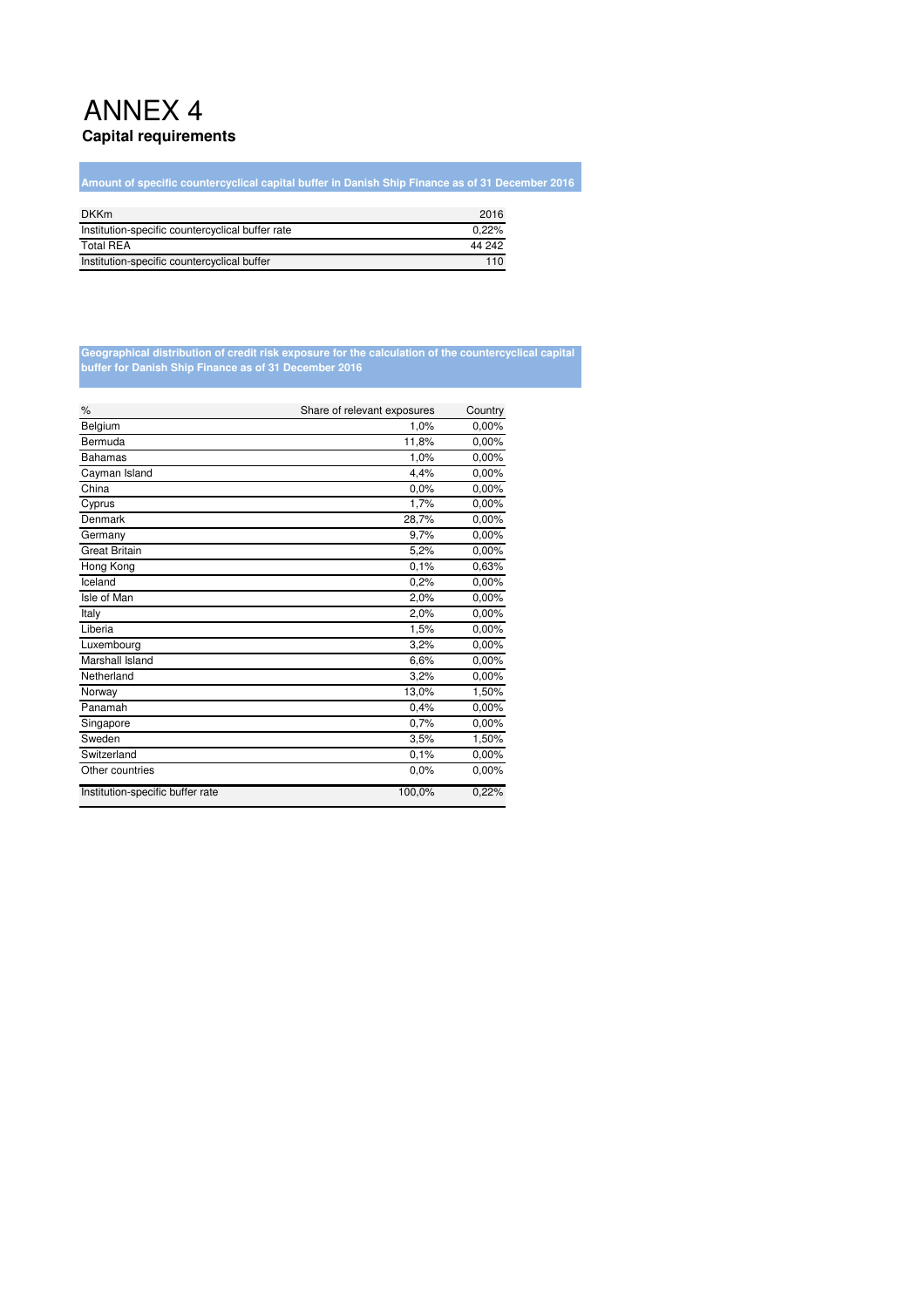# ANNEX 4

## Capital requirements

### Amount of specific countercyclical capital buffer in Danish Ship Finance as of 31 December 2016

| DKKm | 2016 |
|---|---|
| Institution-specific countercyclical buffer rate | 0,22% |
| Total REA | 44 242 |
| Institution-specific countercyclical buffer | 110 |

### Geographical distribution of credit risk exposure for the calculation of the countercyclical capital buffer for Danish Ship Finance as of 31 December 2016

| % | Share of relevant exposures | Country |
|---|---|---|
| Belgium | 1,0% | 0,00% |
| Bermuda | 11,8% | 0,00% |
| Bahamas | 1,0% | 0,00% |
| Cayman Island | 4,4% | 0,00% |
| China | 0,0% | 0,00% |
| Cyprus | 1,7% | 0,00% |
| Denmark | 28,7% | 0,00% |
| Germany | 9,7% | 0,00% |
| Great Britain | 5,2% | 0,00% |
| Hong Kong | 0,1% | 0,63% |
| Iceland | 0,2% | 0,00% |
| Isle of Man | 2,0% | 0,00% |
| Italy | 2,0% | 0,00% |
| Liberia | 1,5% | 0,00% |
| Luxembourg | 3,2% | 0,00% |
| Marshall Island | 6,6% | 0,00% |
| Netherland | 3,2% | 0,00% |
| Norway | 13,0% | 1,50% |
| Panamah | 0,4% | 0,00% |
| Singapore | 0,7% | 0,00% |
| Sweden | 3,5% | 1,50% |
| Switzerland | 0,1% | 0,00% |
| Other countries | 0,0% | 0,00% |
| Institution-specific buffer rate | 100,0% | 0,22% |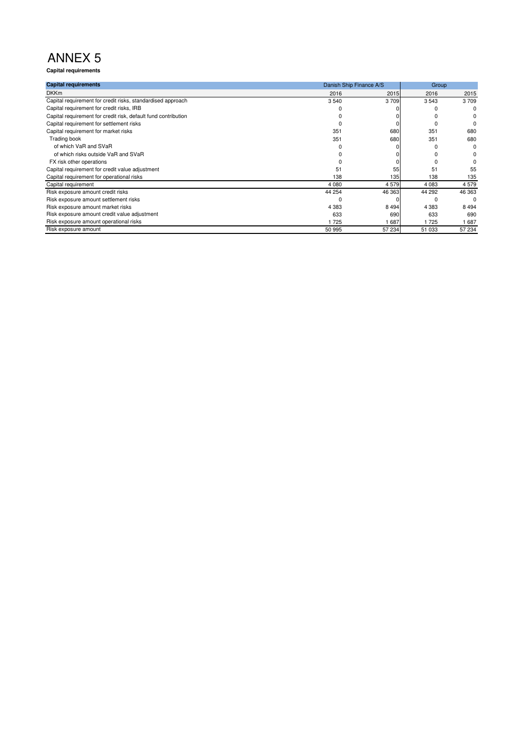# ANNEX 5

**Capital requirements**

| **Capital requirements** | Danish Ship Finance A/S | | Group | |
|---|---|---|---|---|
| DKKm | 2016 | 2015 | 2016 | 2015 |
| Capital requirement for credit risks, standardised approach | 3 540 | 3 709 | 3 543 | 3 709 |
| Capital requirement for credit risks, IRB | 0 | 0 | 0 | 0 |
| Capital requirement for credit risk, default fund contribution | 0 | 0 | 0 | 0 |
| Capital requirement for settlement risks | 0 | 0 | 0 | 0 |
| Capital requirement for market risks | 351 | 680 | 351 | 680 |
| Trading book | 351 | 680 | 351 | 680 |
| of which VaR and SVaR | 0 | 0 | 0 | 0 |
| of which risks outside VaR and SVaR | 0 | 0 | 0 | 0 |
| FX risk other operations | 0 | 0 | 0 | 0 |
| Capital requirement for credit value adjustment | 51 | 55 | 51 | 55 |
| Capital requirement for operational risks | 138 | 135 | 138 | 135 |
| Capital requirement | 4 080 | 4 579 | 4 083 | 4 579 |
| Risk exposure amount credit risks | 44 254 | 46 363 | 44 292 | 46 363 |
| Risk exposure amount settlement risks | 0 | 0 | 0 | 0 |
| Risk exposure amount market risks | 4 383 | 8 494 | 4 383 | 8 494 |
| Risk exposure amount credit value adjustment | 633 | 690 | 633 | 690 |
| Risk exposure amount operational risks | 1 725 | 1 687 | 1 725 | 1 687 |
| Risk exposure amount | 50 995 | 57 234 | 51 033 | 57 234 |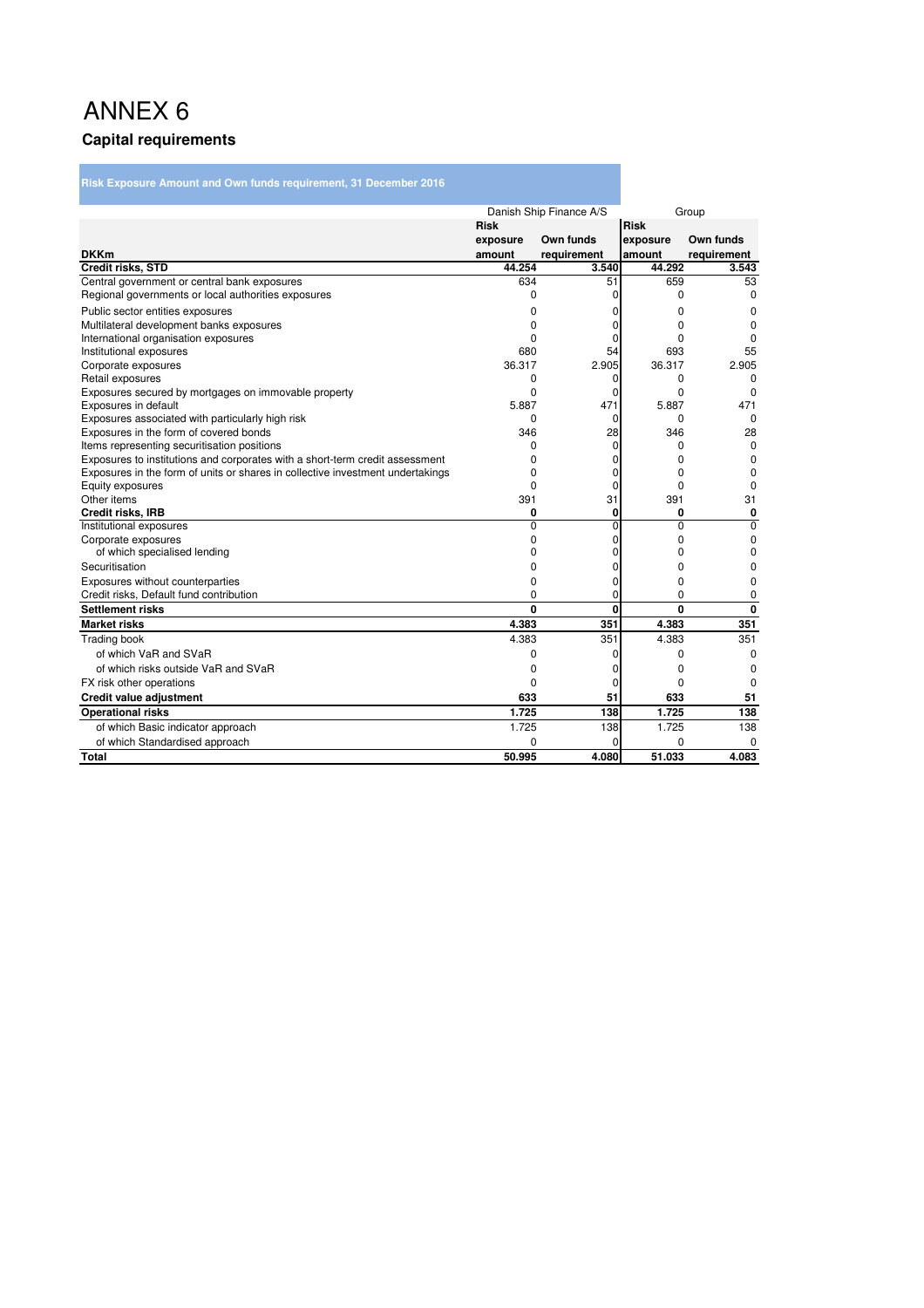# ANNEX 6

## Capital requirements

**Risk Exposure Amount and Own funds requirement, 31 December 2016**

| DKKm | Danish Ship Finance A/S | | Group | |
|---|---|---|---|---|
| | **Risk exposure amount** | **Own funds requirement** | **Risk exposure amount** | **Own funds requirement** |
| **Credit risks, STD** | **44.254** | **3.540** | **44.292** | **3.543** |
| Central government or central bank exposures | 634 | 51 | 659 | 53 |
| Regional governments or local authorities exposures | 0 | 0 | 0 | 0 |
| Public sector entities exposures | 0 | 0 | 0 | 0 |
| Multilateral development banks exposures | 0 | 0 | 0 | 0 |
| International organisation exposures | 0 | 0 | 0 | 0 |
| Institutional exposures | 680 | 54 | 693 | 55 |
| Corporate exposures | 36.317 | 2.905 | 36.317 | 2.905 |
| Retail exposures | 0 | 0 | 0 | 0 |
| Exposures secured by mortgages on immovable property | 0 | 0 | 0 | 0 |
| Exposures in default | 5.887 | 471 | 5.887 | 471 |
| Exposures associated with particularly high risk | 0 | 0 | 0 | 0 |
| Exposures in the form of covered bonds | 346 | 28 | 346 | 28 |
| Items representing securitisation positions | 0 | 0 | 0 | 0 |
| Exposures to institutions and corporates with a short-term credit assessment | 0 | 0 | 0 | 0 |
| Exposures in the form of units or shares in collective investment undertakings | 0 | 0 | 0 | 0 |
| Equity exposures | 0 | 0 | 0 | 0 |
| Other items | 391 | 31 | 391 | 31 |
| **Credit risks, IRB** | **0** | **0** | **0** | **0** |
| Institutional exposures | 0 | 0 | 0 | 0 |
| Corporate exposures | 0 | 0 | 0 | 0 |
| of which specialised lending | 0 | 0 | 0 | 0 |
| Securitisation | 0 | 0 | 0 | 0 |
| Exposures without counterparties | 0 | 0 | 0 | 0 |
| Credit risks, Default fund contribution | 0 | 0 | 0 | 0 |
| **Settlement risks** | **0** | **0** | **0** | **0** |
| **Market risks** | **4.383** | **351** | **4.383** | **351** |
| Trading book | 4.383 | 351 | 4.383 | 351 |
| of which VaR and SVaR | 0 | 0 | 0 | 0 |
| of which risks outside VaR and SVaR | 0 | 0 | 0 | 0 |
| FX risk other operations | 0 | 0 | 0 | 0 |
| **Credit value adjustment** | **633** | **51** | **633** | **51** |
| **Operational risks** | **1.725** | **138** | **1.725** | **138** |
| of which Basic indicator approach | 1.725 | 138 | 1.725 | 138 |
| of which Standardised approach | 0 | 0 | 0 | 0 |
| **Total** | **50.995** | **4.080** | **51.033** | **4.083** |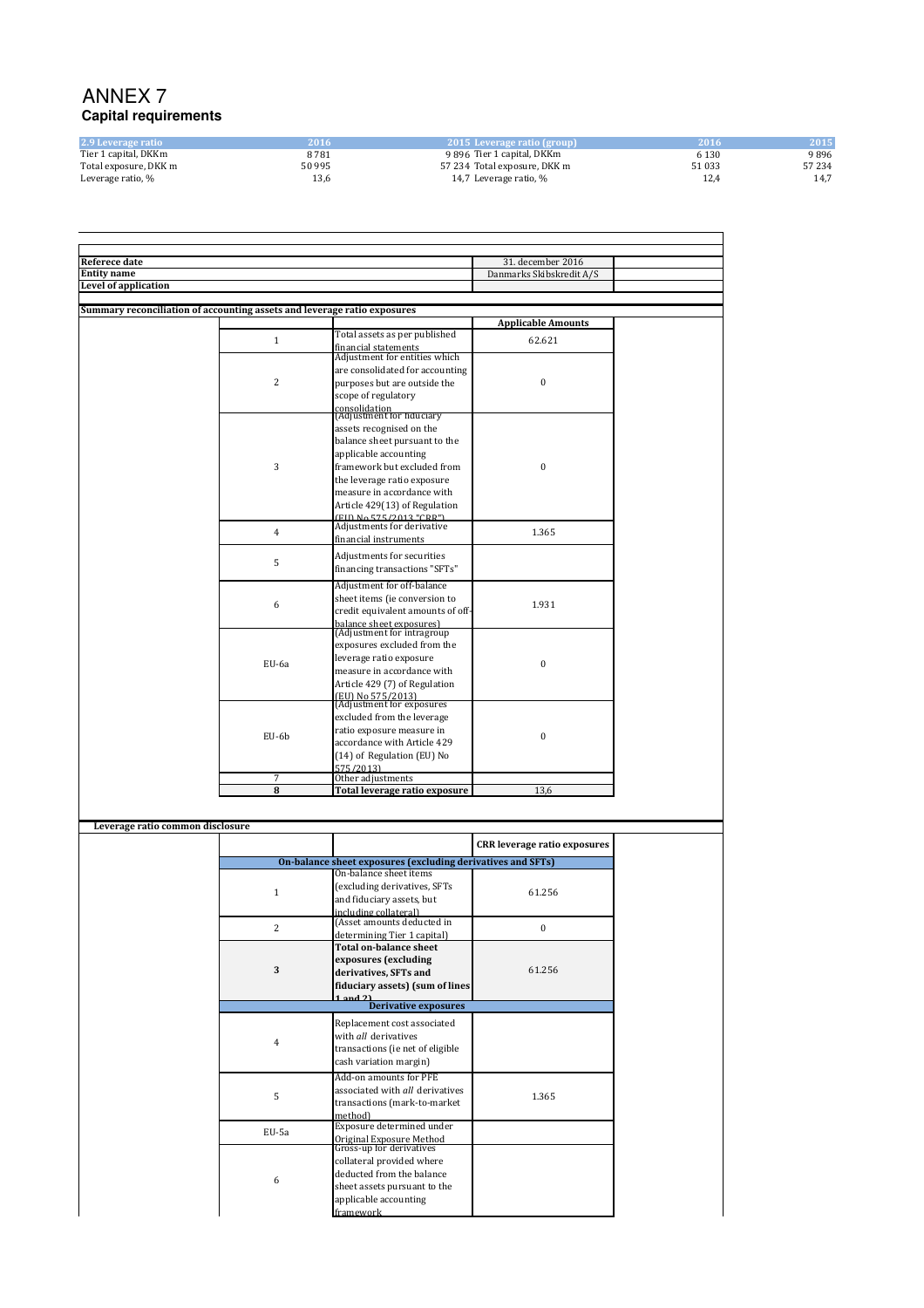# ANNEX 7

## Capital requirements

| 2.9 Leverage ratio | 2016 | 2015 | Leverage ratio (group) | 2016 | 2015 |
|---|---|---|---|---|---|
| Tier 1 capital, DKKm | 8781 | 9 896 | Tier 1 capital, DKKm | 6 130 | 9 896 |
| Total exposure, DKK m | 50995 | 57 234 | Total exposure, DKK m | 51 033 | 57 234 |
| Leverage ratio, % | 13,6 | 14,7 | Leverage ratio, % | 12,4 | 14,7 |

| | |
|---|---|
| Referece date | 31. december 2016 |
| Entity name | Danmarks Skibskredit A/S |
| Level of application | |

**Summary reconciliation of accounting assets and leverage ratio exposures**

| | | Applicable Amounts |
|---|---|---|
| 1 | Total assets as per published financial statements | 62.621 |
| 2 | Adjustment for entities which are consolidated for accounting purposes but are outside the scope of regulatory consolidation | 0 |
| 3 | (Adjustment for fiduciary assets recognised on the balance sheet pursuant to the applicable accounting framework but excluded from the leverage ratio exposure measure in accordance with Article 429(13) of Regulation (EU) No 575/2013 "CRR") | 0 |
| 4 | Adjustments for derivative financial instruments | 1.365 |
| 5 | Adjustments for securities financing transactions "SFTs" | |
| 6 | Adjustment for off-balance sheet items (ie conversion to credit equivalent amounts of off-balance sheet exposures) | 1.931 |
| EU-6a | (Adjustment for intragroup exposures excluded from the leverage ratio exposure measure in accordance with Article 429 (7) of Regulation (EU) No 575/2013) | 0 |
| EU-6b | (Adjustment for exposures excluded from the leverage ratio exposure measure in accordance with Article 429 (14) of Regulation (EU) No 575/2013) | 0 |
| 7 | Other adjustments | |
| **8** | **Total leverage ratio exposure** | 13,6 |

**Leverage ratio common disclosure**

| | | CRR leverage ratio exposures |
|---|---|---|
| | **On-balance sheet exposures (excluding derivatives and SFTs)** | |
| 1 | On-balance sheet items (excluding derivatives, SFTs and fiduciary assets, but including collateral) | 61.256 |
| 2 | (Asset amounts deducted in determining Tier 1 capital) | 0 |
| **3** | **Total on-balance sheet exposures (excluding derivatives, SFTs and fiduciary assets) (sum of lines 1 and 2)** | 61.256 |
| | **Derivative exposures** | |
| 4 | Replacement cost associated with *all* derivatives transactions (ie net of eligible cash variation margin) | |
| 5 | Add-on amounts for PFE associated with *all* derivatives transactions (mark-to-market method) | 1.365 |
| EU-5a | Exposure determined under Original Exposure Method | |
| 6 | Gross-up for derivatives collateral provided where deducted from the balance sheet assets pursuant to the applicable accounting framework | |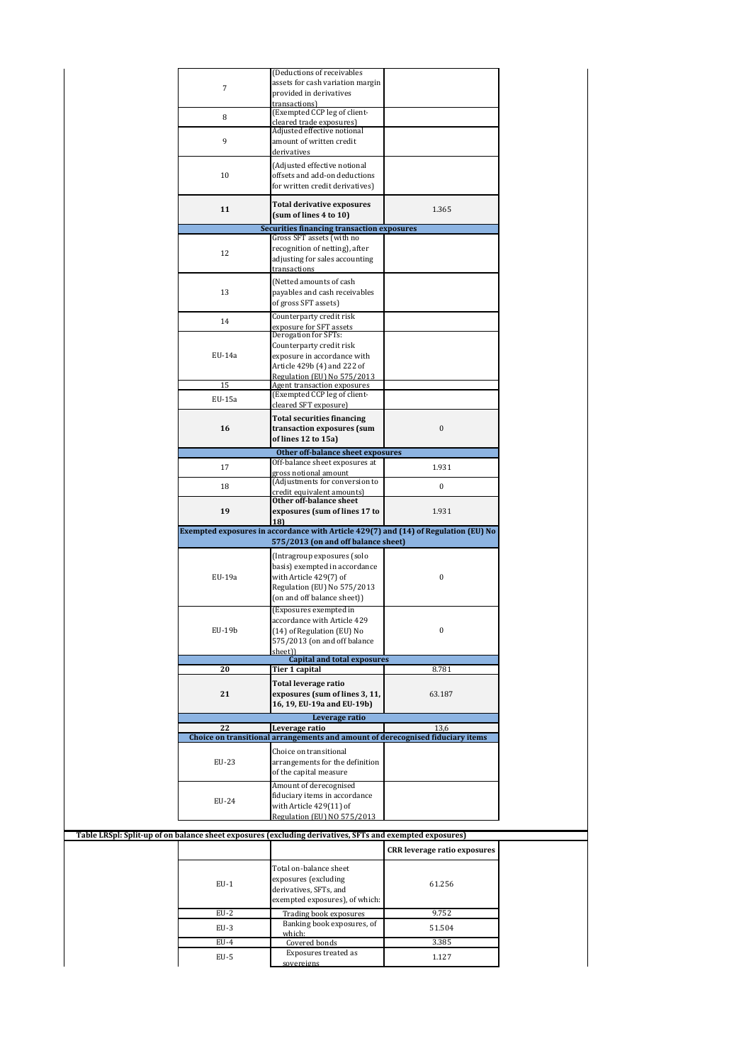| | | |
|---|---|---|
| 7 | (Deductions of receivables assets for cash variation margin provided in derivatives transactions) | |
| 8 | (Exempted CCP leg of client-cleared trade exposures) | |
| 9 | Adjusted effective notional amount of written credit derivatives | |
| 10 | (Adjusted effective notional offsets and add-on deductions for written credit derivatives) | |
| **11** | **Total derivative exposures (sum of lines 4 to 10)** | 1.365 |
| | **Securities financing transaction exposures** | |
| 12 | Gross SFT assets (with no recognition of netting), after adjusting for sales accounting transactions | |
| 13 | (Netted amounts of cash payables and cash receivables of gross SFT assets) | |
| 14 | Counterparty credit risk exposure for SFT assets | |
| EU-14a | Derogation for SFTs: Counterparty credit risk exposure in accordance with Article 429b (4) and 222 of Regulation (EU) No 575/2013 | |
| 15 | Agent transaction exposures | |
| EU-15a | (Exempted CCP leg of client-cleared SFT exposure) | |
| **16** | **Total securities financing transaction exposures (sum of lines 12 to 15a)** | 0 |
| | **Other off-balance sheet exposures** | |
| 17 | Off-balance sheet exposures at gross notional amount | 1.931 |
| 18 | (Adjustments for conversion to credit equivalent amounts) | 0 |
| **19** | **Other off-balance sheet exposures (sum of lines 17 to 18)** | 1.931 |
| | **Exempted exposures in accordance with Article 429(7) and (14) of Regulation (EU) No 575/2013 (on and off balance sheet)** | |
| EU-19a | (Intragroup exposures (solo basis) exempted in accordance with Article 429(7) of Regulation (EU) No 575/2013 (on and off balance sheet)) | 0 |
| EU-19b | (Exposures exempted in accordance with Article 429 (14) of Regulation (EU) No 575/2013 (on and off balance sheet)) | 0 |
| | **Capital and total exposures** | |
| **20** | **Tier 1 capital** | 8.781 |
| **21** | **Total leverage ratio exposures (sum of lines 3, 11, 16, 19, EU-19a and EU-19b)** | 63.187 |
| | **Leverage ratio** | |
| **22** | **Leverage ratio** | 13,6 |
| | **Choice on transitional arrangements and amount of derecognised fiduciary items** | |
| EU-23 | Choice on transitional arrangements for the definition of the capital measure | |
| EU-24 | Amount of derecognised fiduciary items in accordance with Article 429(11) of Regulation (EU) NO 575/2013 | |

**Table LRSpl: Split-up of on balance sheet exposures (excluding derivatives, SFTs and exempted exposures)**

| | | CRR leverage ratio exposures |
|---|---|---|
| EU-1 | Total on-balance sheet exposures (excluding derivatives, SFTs, and exempted exposures), of which: | 61.256 |
| EU-2 | Trading book exposures | 9.752 |
| EU-3 | Banking book exposures, of which: | 51.504 |
| EU-4 | Covered bonds | 3.385 |
| EU-5 | Exposures treated as sovereigns | 1.127 |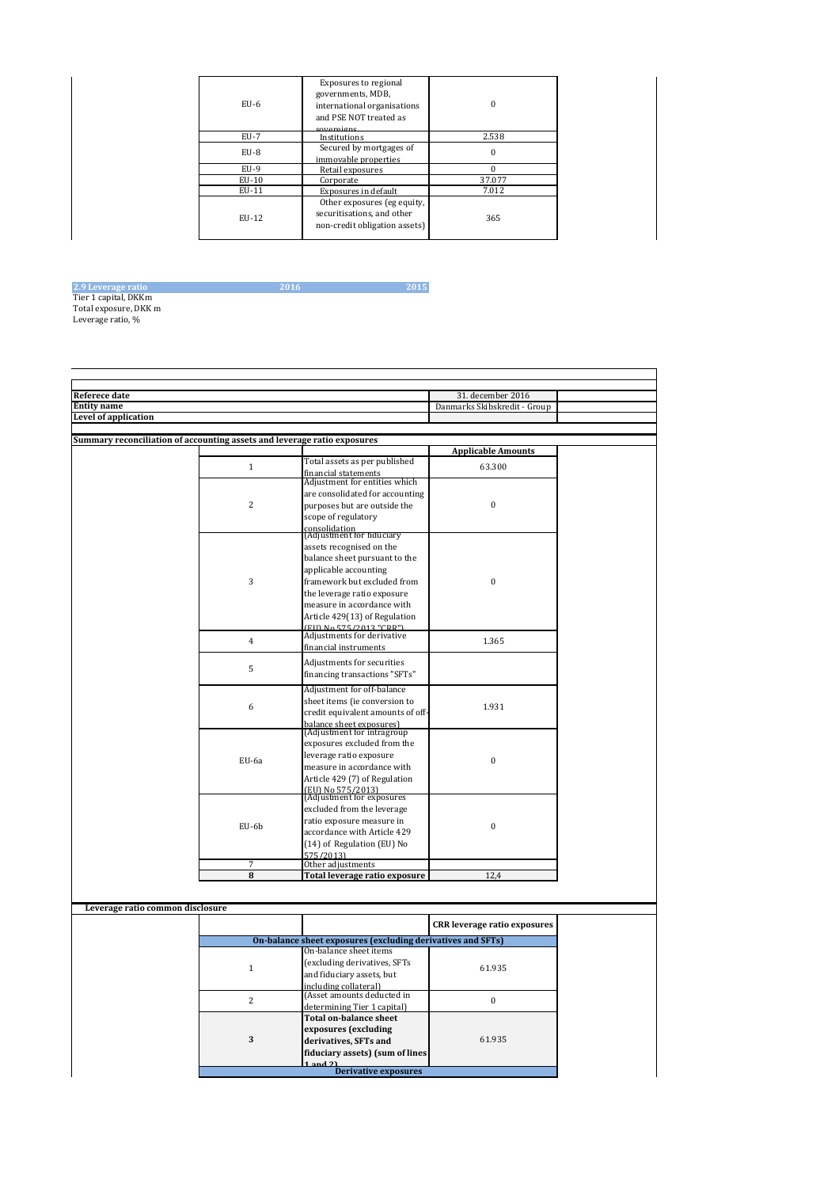| | | |
|---|---|---|
| EU-6 | Exposures to regional governments, MDB, international organisations and PSE NOT treated as sovereigns | 0 |
| EU-7 | Institutions | 2.538 |
| EU-8 | Secured by mortgages of immovable properties | 0 |
| EU-9 | Retail exposures | 0 |
| EU-10 | Corporate | 37.077 |
| EU-11 | Exposures in default | 7.012 |
| EU-12 | Other exposures (eg equity, securitisations, and other non-credit obligation assets) | 365 |

| 2.9 Leverage ratio | 2016 | 2015 |
|---|---|---|
| Tier 1 capital, DKKm | | |
| Total exposure, DKK m | | |
| Leverage ratio, % | | |

| | |
|---|---|
| **Referece date** | 31. december 2016 |
| **Entity name** | Danmarks Skibskredit - Group |
| **Level of application** | |

**Summary reconciliation of accounting assets and leverage ratio exposures**

| | | Applicable Amounts |
|---|---|---|
| 1 | Total assets as per published financial statements | 63.300 |
| 2 | Adjustment for entities which are consolidated for accounting purposes but are outside the scope of regulatory consolidation | 0 |
| 3 | (Adjustment for fiduciary assets recognised on the balance sheet pursuant to the applicable accounting framework but excluded from the leverage ratio exposure measure in accordance with Article 429(13) of Regulation (EU) No 575/2013 "CRR") | 0 |
| 4 | Adjustments for derivative financial instruments | 1.365 |
| 5 | Adjustments for securities financing transactions "SFTs" | |
| 6 | Adjustment for off-balance sheet items (ie conversion to credit equivalent amounts of off-balance sheet exposures) | 1.931 |
| EU-6a | (Adjustment for intragroup exposures excluded from the leverage ratio exposure measure in accordance with Article 429 (7) of Regulation (EU) No 575/2013) | 0 |
| EU-6b | (Adjustment for exposures excluded from the leverage ratio exposure measure in accordance with Article 429 (14) of Regulation (EU) No 575/2013) | 0 |
| 7 | Other adjustments | |
| **8** | **Total leverage ratio exposure** | 12,4 |

**Leverage ratio common disclosure**

| | | CRR leverage ratio exposures |
|---|---|---|
| | **On-balance sheet exposures (excluding derivatives and SFTs)** | |
| 1 | On-balance sheet items (excluding derivatives, SFTs and fiduciary assets, but including collateral) | 61.935 |
| 2 | (Asset amounts deducted in determining Tier 1 capital) | 0 |
| **3** | **Total on-balance sheet exposures (excluding derivatives, SFTs and fiduciary assets) (sum of lines 1 and 2)** | 61.935 |
| | **Derivative exposures** | |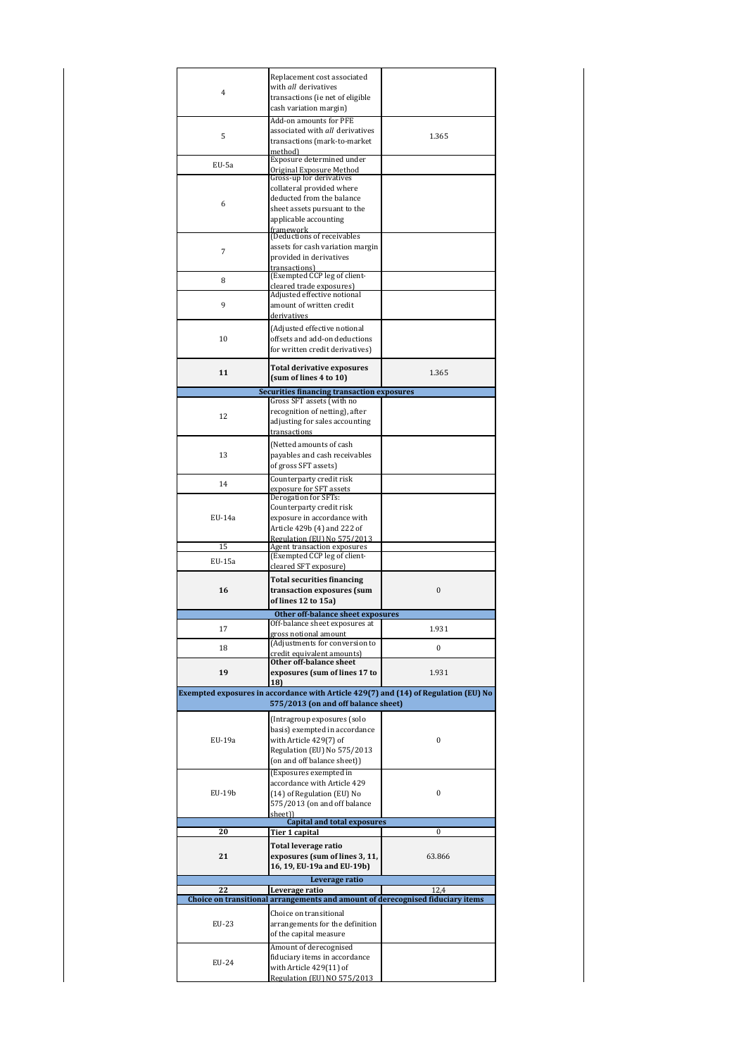| | | |
|---|---|---|
| 4 | Replacement cost associated with *all* derivatives transactions (ie net of eligible cash variation margin) | |
| 5 | Add-on amounts for PFE associated with *all* derivatives transactions (mark-to-market method) | 1.365 |
| EU-5a | Exposure determined under Original Exposure Method | |
| 6 | Gross-up for derivatives collateral provided where deducted from the balance sheet assets pursuant to the applicable accounting framework | |
| 7 | (Deductions of receivables assets for cash variation margin provided in derivatives transactions) | |
| 8 | (Exempted CCP leg of client-cleared trade exposures) | |
| 9 | Adjusted effective notional amount of written credit derivatives | |
| 10 | (Adjusted effective notional offsets and add-on deductions for written credit derivatives) | |
| **11** | **Total derivative exposures (sum of lines 4 to 10)** | 1.365 |
| | **Securities financing transaction exposures** | |
| 12 | Gross SFT assets (with no recognition of netting), after adjusting for sales accounting transactions | |
| 13 | (Netted amounts of cash payables and cash receivables of gross SFT assets) | |
| 14 | Counterparty credit risk exposure for SFT assets | |
| EU-14a | Derogation for SFTs: Counterparty credit risk exposure in accordance with Article 429b (4) and 222 of Regulation (EU) No 575/2013 | |
| 15 | Agent transaction exposures | |
| EU-15a | (Exempted CCP leg of client-cleared SFT exposure) | |
| **16** | **Total securities financing transaction exposures (sum of lines 12 to 15a)** | 0 |
| | **Other off-balance sheet exposures** | |
| 17 | Off-balance sheet exposures at gross notional amount | 1.931 |
| 18 | (Adjustments for conversion to credit equivalent amounts) | 0 |
| **19** | **Other off-balance sheet exposures (sum of lines 17 to 18)** | 1.931 |
| | **Exempted exposures in accordance with Article 429(7) and (14) of Regulation (EU) No 575/2013 (on and off balance sheet)** | |
| EU-19a | (Intragroup exposures (solo basis) exempted in accordance with Article 429(7) of Regulation (EU) No 575/2013 (on and off balance sheet)) | 0 |
| EU-19b | (Exposures exempted in accordance with Article 429 (14) of Regulation (EU) No 575/2013 (on and off balance sheet)) | 0 |
| | **Capital and total exposures** | |
| **20** | **Tier 1 capital** | 0 |
| **21** | **Total leverage ratio exposures (sum of lines 3, 11, 16, 19, EU-19a and EU-19b)** | 63.866 |
| | **Leverage ratio** | |
| **22** | **Leverage ratio** | 12,4 |
| | **Choice on transitional arrangements and amount of derecognised fiduciary items** | |
| EU-23 | Choice on transitional arrangements for the definition of the capital measure | |
| EU-24 | Amount of derecognised fiduciary items in accordance with Article 429(11) of Regulation (EU) NO 575/2013 | |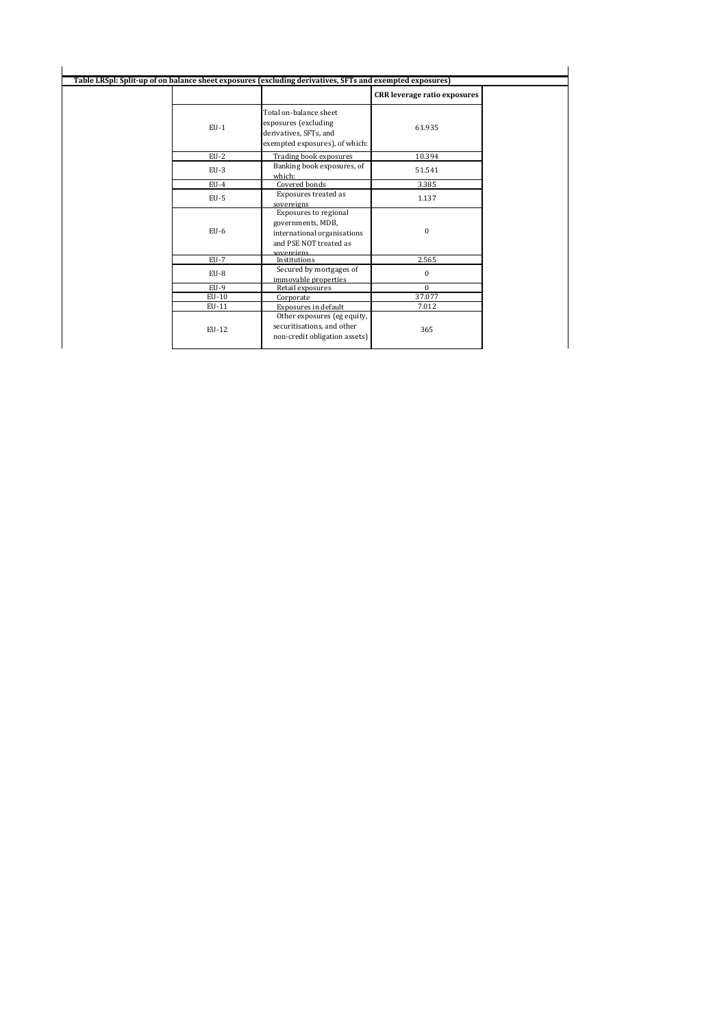**Table LRSpl: Split-up of on balance sheet exposures (excluding derivatives, SFTs and exempted exposures)**

| | | CRR leverage ratio exposures |
|---|---|---|
| EU-1 | Total on-balance sheet exposures (excluding derivatives, SFTs, and exempted exposures), of which: | 61.935 |
| EU-2 | Trading book exposures | 10.394 |
| EU-3 | Banking book exposures, of which: | 51.541 |
| EU-4 | Covered bonds | 3.385 |
| EU-5 | Exposures treated as sovereigns | 1.137 |
| EU-6 | Exposures to regional governments, MDB, international organisations and PSE NOT treated as sovereigns | 0 |
| EU-7 | Institutions | 2.565 |
| EU-8 | Secured by mortgages of immovable properties | 0 |
| EU-9 | Retail exposures | 0 |
| EU-10 | Corporate | 37.077 |
| EU-11 | Exposures in default | 7.012 |
| EU-12 | Other exposures (eg equity, securitisations, and other non-credit obligation assets) | 365 |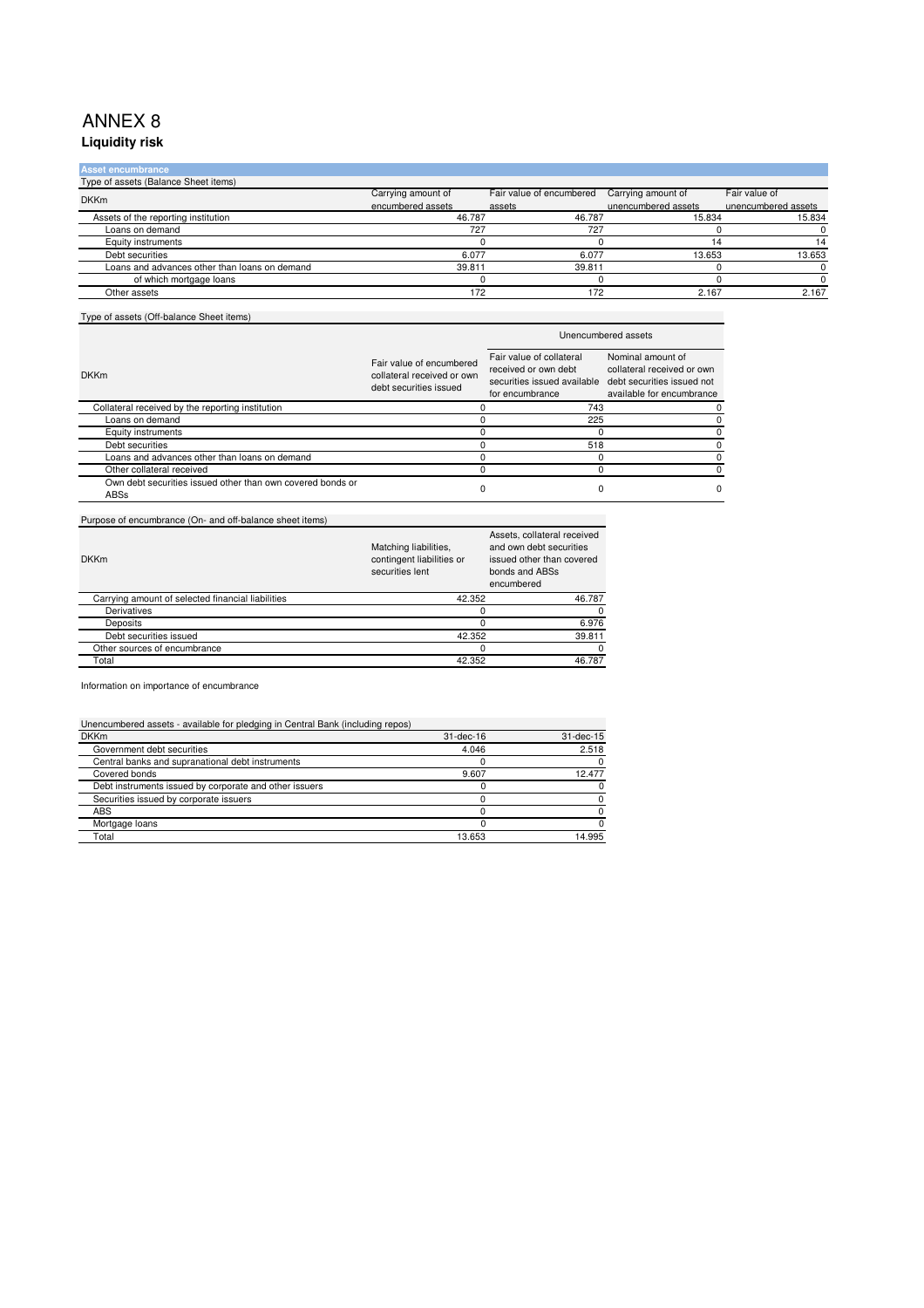# ANNEX 8

## Liquidity risk

### Asset encumbrance

Type of assets (Balance Sheet items)

| DKKm | Carrying amount of encumbered assets | Fair value of encumbered assets | Carrying amount of unencumbered assets | Fair value of unencumbered assets |
|---|---|---|---|---|
| Assets of the reporting institution | 46.787 | 46.787 | 15.834 | 15.834 |
| Loans on demand | 727 | 727 | 0 | 0 |
| Equity instruments | 0 | 0 | 14 | 14 |
| Debt securities | 6.077 | 6.077 | 13.653 | 13.653 |
| Loans and advances other than loans on demand | 39.811 | 39.811 | 0 | 0 |
| of which mortgage loans | 0 | 0 | 0 | 0 |
| Other assets | 172 | 172 | 2.167 | 2.167 |

Type of assets (Off-balance Sheet items)

| DKKm | Fair value of encumbered collateral received or own debt securities issued | Unencumbered assets | |
|---|---|---|---|
| | | Fair value of collateral received or own debt securities issued available for encumbrance | Nominal amount of collateral received or own debt securities issued not available for encumbrance |
| Collateral received by the reporting institution | 0 | 743 | 0 |
| Loans on demand | 0 | 225 | 0 |
| Equity instruments | 0 | 0 | 0 |
| Debt securities | 0 | 518 | 0 |
| Loans and advances other than loans on demand | 0 | 0 | 0 |
| Other collateral received | 0 | 0 | 0 |
| Own debt securities issued other than own covered bonds or ABSs | 0 | 0 | 0 |

Purpose of encumbrance (On- and off-balance sheet items)

| DKKm | Matching liabilities, contingent liabilities or securities lent | Assets, collateral received and own debt securities issued other than covered bonds and ABSs encumbered |
|---|---|---|
| Carrying amount of selected financial liabilities | 42.352 | 46.787 |
| Derivatives | 0 | 0 |
| Deposits | 0 | 6.976 |
| Debt securities issued | 42.352 | 39.811 |
| Other sources of encumbrance | 0 | 0 |
| Total | 42.352 | 46.787 |

Information on importance of encumbrance

Unencumbered assets - available for pledging in Central Bank (including repos)

| DKKm | 31-dec-16 | 31-dec-15 |
|---|---|---|
| Government debt securities | 4.046 | 2.518 |
| Central banks and supranational debt instruments | 0 | 0 |
| Covered bonds | 9.607 | 12.477 |
| Debt instruments issued by corporate and other issuers | 0 | 0 |
| Securities issued by corporate issuers | 0 | 0 |
| ABS | 0 | 0 |
| Mortgage loans | 0 | 0 |
| Total | 13.653 | 14.995 |